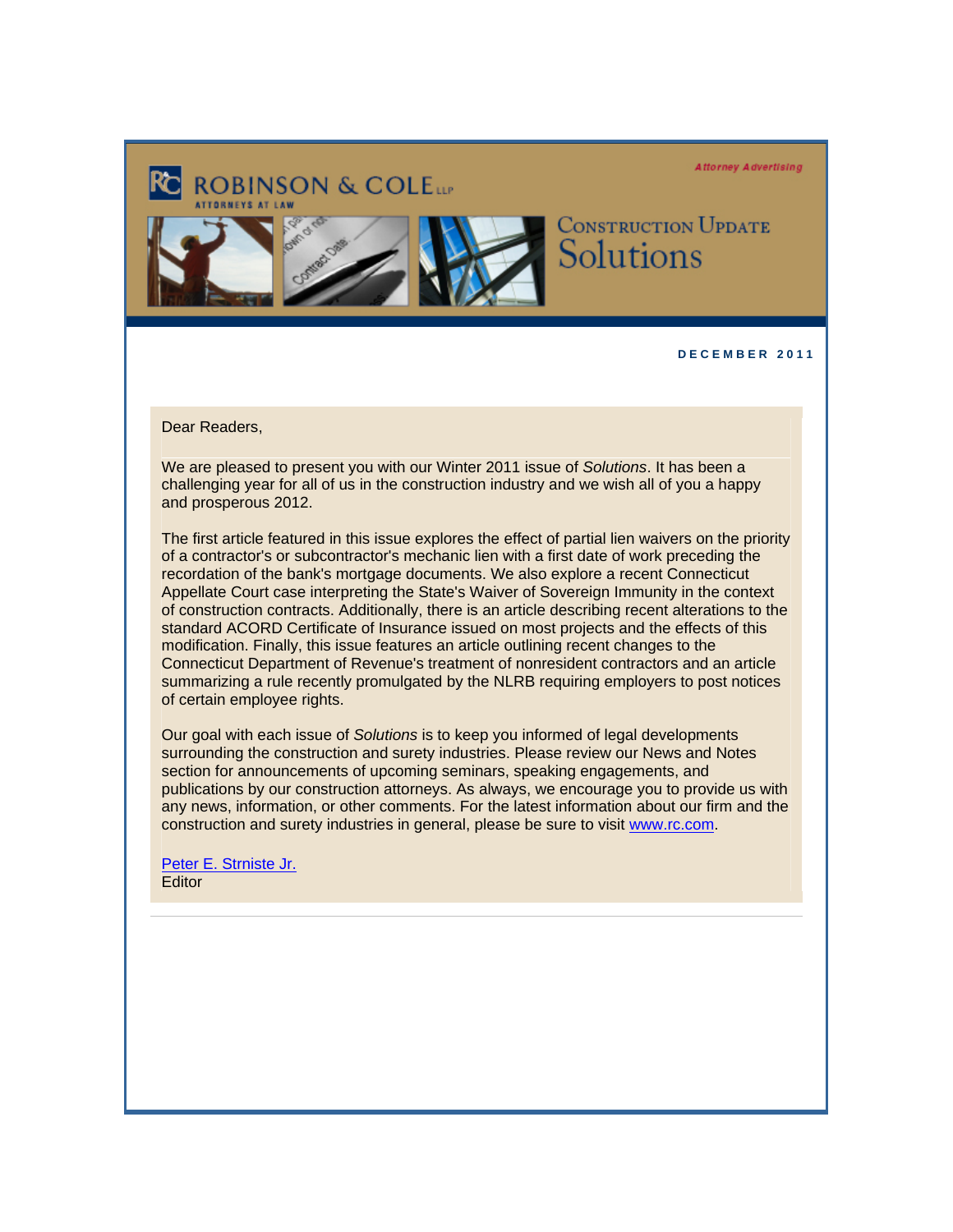Attorney Advertising

ROBINSON & COLE LLP
ATTORNEYS AT LAW

# Construction Update Solutions

**DECEMBER 2011**

Dear Readers,

We are pleased to present you with our Winter 2011 issue of *Solutions*. It has been a challenging year for all of us in the construction industry and we wish all of you a happy and prosperous 2012.

The first article featured in this issue explores the effect of partial lien waivers on the priority of a contractor's or subcontractor's mechanic lien with a first date of work preceding the recordation of the bank's mortgage documents. We also explore a recent Connecticut Appellate Court case interpreting the State's Waiver of Sovereign Immunity in the context of construction contracts. Additionally, there is an article describing recent alterations to the standard ACORD Certificate of Insurance issued on most projects and the effects of this modification. Finally, this issue features an article outlining recent changes to the Connecticut Department of Revenue's treatment of nonresident contractors and an article summarizing a rule recently promulgated by the NLRB requiring employers to post notices of certain employee rights.

Our goal with each issue of *Solutions* is to keep you informed of legal developments surrounding the construction and surety industries. Please review our News and Notes section for announcements of upcoming seminars, speaking engagements, and publications by our construction attorneys. As always, we encourage you to provide us with any news, information, or other comments. For the latest information about our firm and the construction and surety industries in general, please be sure to visit [www.rc.com](http://www.rc.com).

[Peter E. Strniste Jr.]()
Editor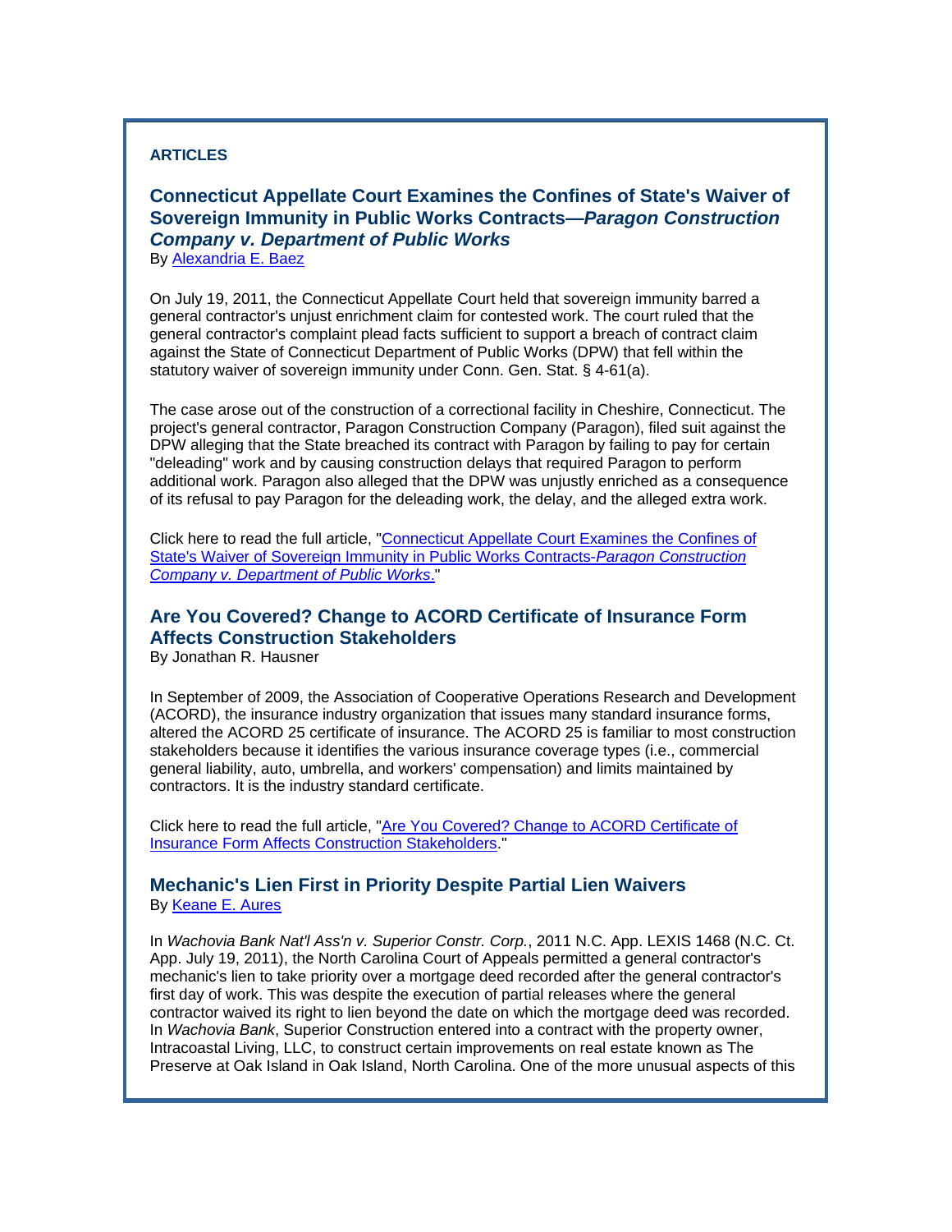## ARTICLES

### Connecticut Appellate Court Examines the Confines of State's Waiver of Sovereign Immunity in Public Works Contracts—*Paragon Construction Company v. Department of Public Works*

By Alexandria E. Baez

On July 19, 2011, the Connecticut Appellate Court held that sovereign immunity barred a general contractor's unjust enrichment claim for contested work. The court ruled that the general contractor's complaint plead facts sufficient to support a breach of contract claim against the State of Connecticut Department of Public Works (DPW) that fell within the statutory waiver of sovereign immunity under Conn. Gen. Stat. § 4-61(a).

The case arose out of the construction of a correctional facility in Cheshire, Connecticut. The project's general contractor, Paragon Construction Company (Paragon), filed suit against the DPW alleging that the State breached its contract with Paragon by failing to pay for certain "deleading" work and by causing construction delays that required Paragon to perform additional work. Paragon also alleged that the DPW was unjustly enriched as a consequence of its refusal to pay Paragon for the deleading work, the delay, and the alleged extra work.

Click here to read the full article, "Connecticut Appellate Court Examines the Confines of State's Waiver of Sovereign Immunity in Public Works Contracts-*Paragon Construction Company v. Department of Public Works*."

### Are You Covered? Change to ACORD Certificate of Insurance Form Affects Construction Stakeholders

By Jonathan R. Hausner

In September of 2009, the Association of Cooperative Operations Research and Development (ACORD), the insurance industry organization that issues many standard insurance forms, altered the ACORD 25 certificate of insurance. The ACORD 25 is familiar to most construction stakeholders because it identifies the various insurance coverage types (i.e., commercial general liability, auto, umbrella, and workers' compensation) and limits maintained by contractors. It is the industry standard certificate.

Click here to read the full article, "Are You Covered? Change to ACORD Certificate of Insurance Form Affects Construction Stakeholders."

### Mechanic's Lien First in Priority Despite Partial Lien Waivers

By Keane E. Aures

In *Wachovia Bank Nat'l Ass'n v. Superior Constr. Corp.*, 2011 N.C. App. LEXIS 1468 (N.C. Ct. App. July 19, 2011), the North Carolina Court of Appeals permitted a general contractor's mechanic's lien to take priority over a mortgage deed recorded after the general contractor's first day of work. This was despite the execution of partial releases where the general contractor waived its right to lien beyond the date on which the mortgage deed was recorded. In *Wachovia Bank*, Superior Construction entered into a contract with the property owner, Intracoastal Living, LLC, to construct certain improvements on real estate known as The Preserve at Oak Island in Oak Island, North Carolina. One of the more unusual aspects of this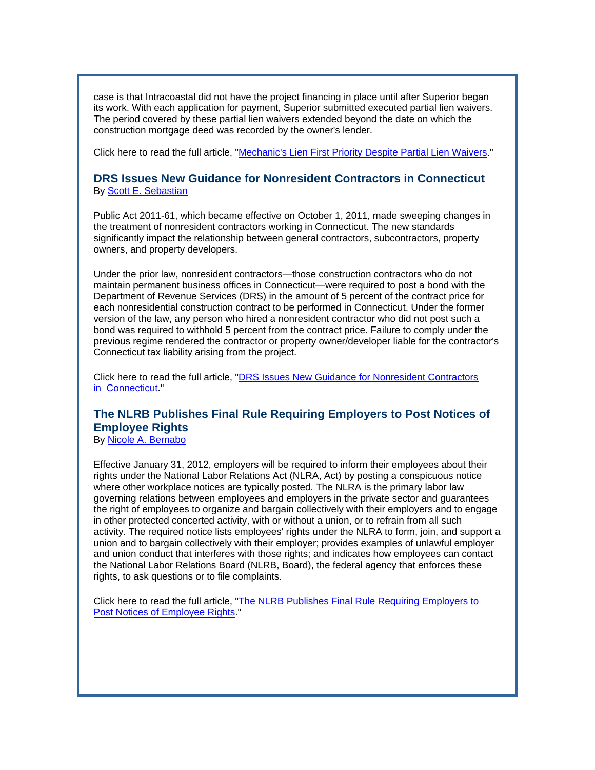case is that Intracoastal did not have the project financing in place until after Superior began its work. With each application for payment, Superior submitted executed partial lien waivers. The period covered by these partial lien waivers extended beyond the date on which the construction mortgage deed was recorded by the owner's lender.

Click here to read the full article, "Mechanic's Lien First Priority Despite Partial Lien Waivers."

### DRS Issues New Guidance for Nonresident Contractors in Connecticut

By Scott E. Sebastian

Public Act 2011-61, which became effective on October 1, 2011, made sweeping changes in the treatment of nonresident contractors working in Connecticut. The new standards significantly impact the relationship between general contractors, subcontractors, property owners, and property developers.

Under the prior law, nonresident contractors—those construction contractors who do not maintain permanent business offices in Connecticut—were required to post a bond with the Department of Revenue Services (DRS) in the amount of 5 percent of the contract price for each nonresidential construction contract to be performed in Connecticut. Under the former version of the law, any person who hired a nonresident contractor who did not post such a bond was required to withhold 5 percent from the contract price. Failure to comply under the previous regime rendered the contractor or property owner/developer liable for the contractor's Connecticut tax liability arising from the project.

Click here to read the full article, "DRS Issues New Guidance for Nonresident Contractors in Connecticut."

### The NLRB Publishes Final Rule Requiring Employers to Post Notices of Employee Rights

By Nicole A. Bernabo

Effective January 31, 2012, employers will be required to inform their employees about their rights under the National Labor Relations Act (NLRA, Act) by posting a conspicuous notice where other workplace notices are typically posted. The NLRA is the primary labor law governing relations between employees and employers in the private sector and guarantees the right of employees to organize and bargain collectively with their employers and to engage in other protected concerted activity, with or without a union, or to refrain from all such activity. The required notice lists employees' rights under the NLRA to form, join, and support a union and to bargain collectively with their employer; provides examples of unlawful employer and union conduct that interferes with those rights; and indicates how employees can contact the National Labor Relations Board (NLRB, Board), the federal agency that enforces these rights, to ask questions or to file complaints.

Click here to read the full article, "The NLRB Publishes Final Rule Requiring Employers to Post Notices of Employee Rights."

---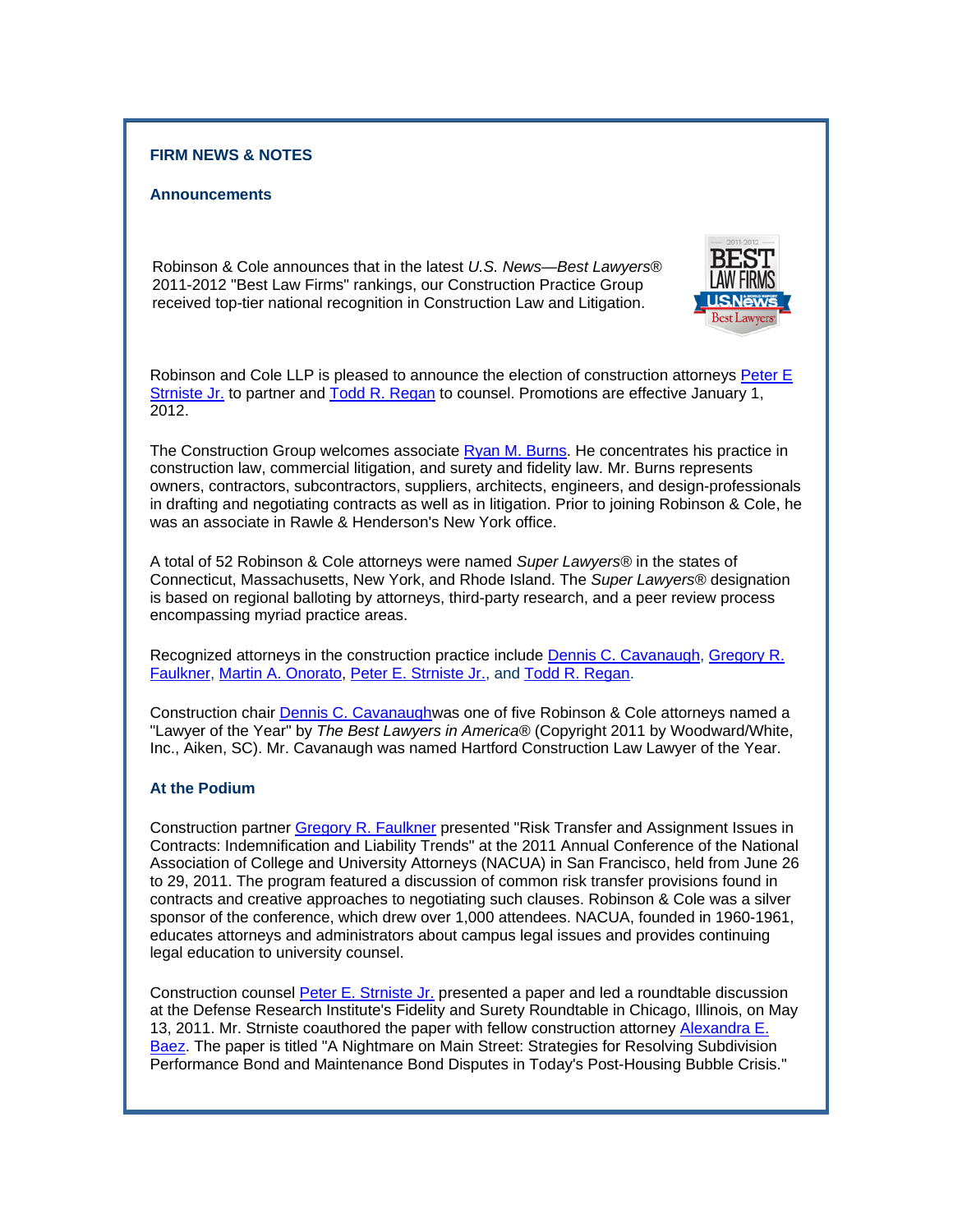## FIRM NEWS & NOTES

### Announcements

Robinson & Cole announces that in the latest *U.S. News—Best Lawyers®* 2011-2012 "Best Law Firms" rankings, our Construction Practice Group received top-tier national recognition in Construction Law and Litigation.

Robinson and Cole LLP is pleased to announce the election of construction attorneys Peter E Strniste Jr. to partner and Todd R. Regan to counsel. Promotions are effective January 1, 2012.

The Construction Group welcomes associate Ryan M. Burns. He concentrates his practice in construction law, commercial litigation, and surety and fidelity law. Mr. Burns represents owners, contractors, subcontractors, suppliers, architects, engineers, and design-professionals in drafting and negotiating contracts as well as in litigation. Prior to joining Robinson & Cole, he was an associate in Rawle & Henderson's New York office.

A total of 52 Robinson & Cole attorneys were named *Super Lawyers®* in the states of Connecticut, Massachusetts, New York, and Rhode Island. The *Super Lawyers®* designation is based on regional balloting by attorneys, third-party research, and a peer review process encompassing myriad practice areas.

Recognized attorneys in the construction practice include Dennis C. Cavanaugh, Gregory R. Faulkner, Martin A. Onorato, Peter E. Strniste Jr., and Todd R. Regan.

Construction chair Dennis C. Cavanaughwas one of five Robinson & Cole attorneys named a "Lawyer of the Year" by *The Best Lawyers in America®* (Copyright 2011 by Woodward/White, Inc., Aiken, SC). Mr. Cavanaugh was named Hartford Construction Law Lawyer of the Year.

### At the Podium

Construction partner Gregory R. Faulkner presented "Risk Transfer and Assignment Issues in Contracts: Indemnification and Liability Trends" at the 2011 Annual Conference of the National Association of College and University Attorneys (NACUA) in San Francisco, held from June 26 to 29, 2011. The program featured a discussion of common risk transfer provisions found in contracts and creative approaches to negotiating such clauses. Robinson & Cole was a silver sponsor of the conference, which drew over 1,000 attendees. NACUA, founded in 1960-1961, educates attorneys and administrators about campus legal issues and provides continuing legal education to university counsel.

Construction counsel Peter E. Strniste Jr. presented a paper and led a roundtable discussion at the Defense Research Institute's Fidelity and Surety Roundtable in Chicago, Illinois, on May 13, 2011. Mr. Strniste coauthored the paper with fellow construction attorney Alexandra E. Baez. The paper is titled "A Nightmare on Main Street: Strategies for Resolving Subdivision Performance Bond and Maintenance Bond Disputes in Today's Post-Housing Bubble Crisis."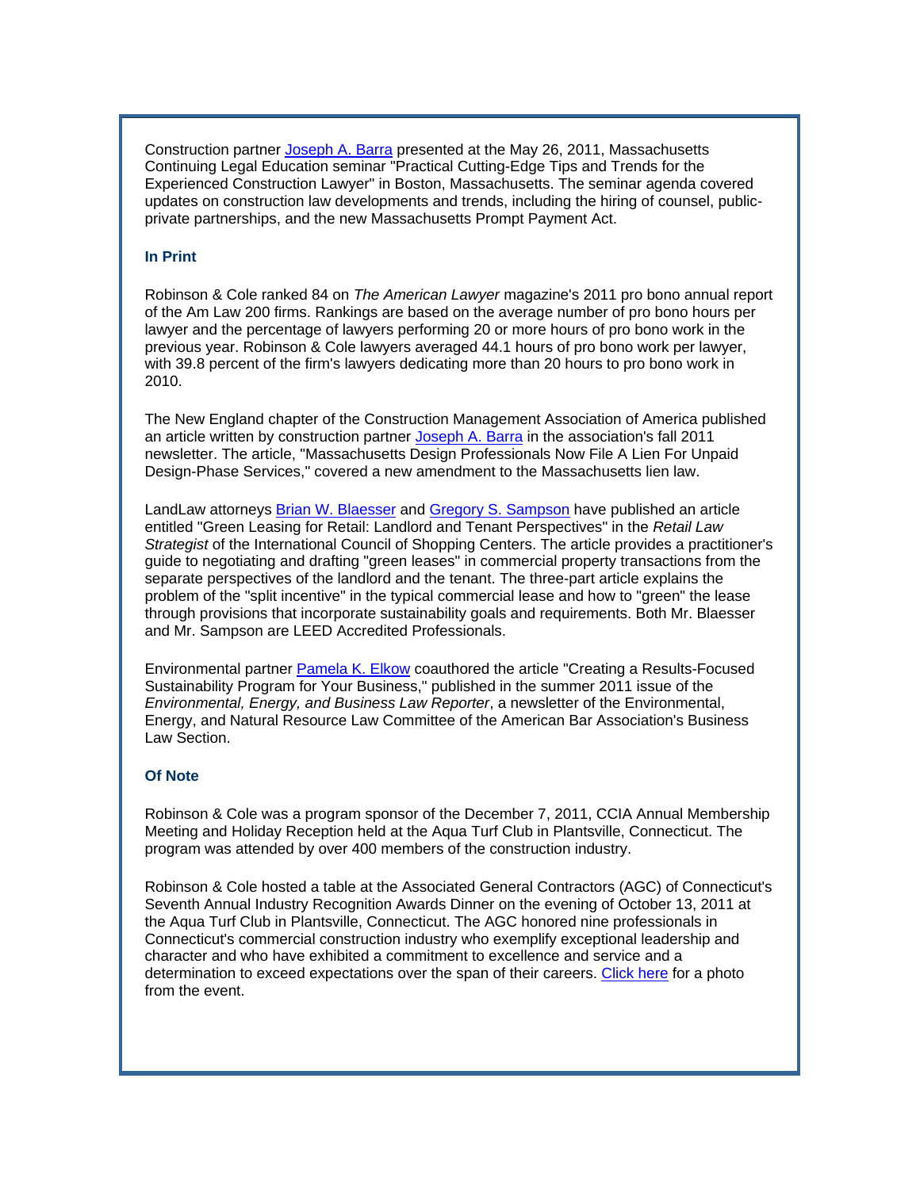Construction partner Joseph A. Barra presented at the May 26, 2011, Massachusetts Continuing Legal Education seminar "Practical Cutting-Edge Tips and Trends for the Experienced Construction Lawyer" in Boston, Massachusetts. The seminar agenda covered updates on construction law developments and trends, including the hiring of counsel, public-private partnerships, and the new Massachusetts Prompt Payment Act.

### In Print

Robinson & Cole ranked 84 on *The American Lawyer* magazine's 2011 pro bono annual report of the Am Law 200 firms. Rankings are based on the average number of pro bono hours per lawyer and the percentage of lawyers performing 20 or more hours of pro bono work in the previous year. Robinson & Cole lawyers averaged 44.1 hours of pro bono work per lawyer, with 39.8 percent of the firm's lawyers dedicating more than 20 hours to pro bono work in 2010.

The New England chapter of the Construction Management Association of America published an article written by construction partner Joseph A. Barra in the association's fall 2011 newsletter. The article, "Massachusetts Design Professionals Now File A Lien For Unpaid Design-Phase Services," covered a new amendment to the Massachusetts lien law.

LandLaw attorneys Brian W. Blaesser and Gregory S. Sampson have published an article entitled "Green Leasing for Retail: Landlord and Tenant Perspectives" in the *Retail Law Strategist* of the International Council of Shopping Centers. The article provides a practitioner's guide to negotiating and drafting "green leases" in commercial property transactions from the separate perspectives of the landlord and the tenant. The three-part article explains the problem of the "split incentive" in the typical commercial lease and how to "green" the lease through provisions that incorporate sustainability goals and requirements. Both Mr. Blaesser and Mr. Sampson are LEED Accredited Professionals.

Environmental partner Pamela K. Elkow coauthored the article "Creating a Results-Focused Sustainability Program for Your Business," published in the summer 2011 issue of the *Environmental, Energy, and Business Law Reporter*, a newsletter of the Environmental, Energy, and Natural Resource Law Committee of the American Bar Association's Business Law Section.

### Of Note

Robinson & Cole was a program sponsor of the December 7, 2011, CCIA Annual Membership Meeting and Holiday Reception held at the Aqua Turf Club in Plantsville, Connecticut. The program was attended by over 400 members of the construction industry.

Robinson & Cole hosted a table at the Associated General Contractors (AGC) of Connecticut's Seventh Annual Industry Recognition Awards Dinner on the evening of October 13, 2011 at the Aqua Turf Club in Plantsville, Connecticut. The AGC honored nine professionals in Connecticut's commercial construction industry who exemplify exceptional leadership and character and who have exhibited a commitment to excellence and service and a determination to exceed expectations over the span of their careers. Click here for a photo from the event.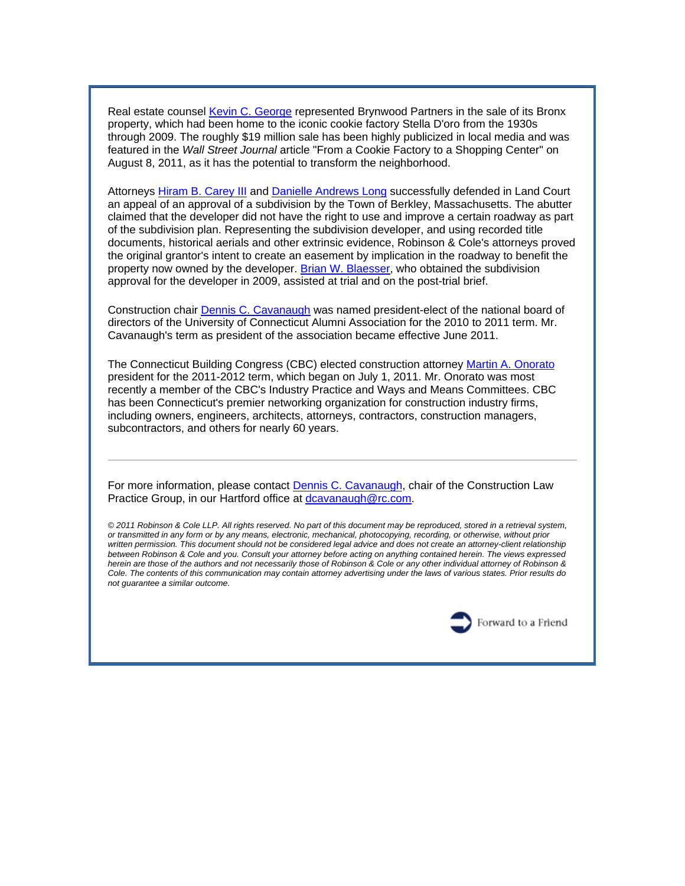Real estate counsel Kevin C. George represented Brynwood Partners in the sale of its Bronx property, which had been home to the iconic cookie factory Stella D'oro from the 1930s through 2009. The roughly $19 million sale has been highly publicized in local media and was featured in the *Wall Street Journal* article "From a Cookie Factory to a Shopping Center" on August 8, 2011, as it has the potential to transform the neighborhood.

Attorneys Hiram B. Carey III and Danielle Andrews Long successfully defended in Land Court an appeal of an approval of a subdivision by the Town of Berkley, Massachusetts. The abutter claimed that the developer did not have the right to use and improve a certain roadway as part of the subdivision plan. Representing the subdivision developer, and using recorded title documents, historical aerials and other extrinsic evidence, Robinson & Cole's attorneys proved the original grantor's intent to create an easement by implication in the roadway to benefit the property now owned by the developer. Brian W. Blaesser, who obtained the subdivision approval for the developer in 2009, assisted at trial and on the post-trial brief.

Construction chair Dennis C. Cavanaugh was named president-elect of the national board of directors of the University of Connecticut Alumni Association for the 2010 to 2011 term. Mr. Cavanaugh's term as president of the association became effective June 2011.

The Connecticut Building Congress (CBC) elected construction attorney Martin A. Onorato president for the 2011-2012 term, which began on July 1, 2011. Mr. Onorato was most recently a member of the CBC's Industry Practice and Ways and Means Committees. CBC has been Connecticut's premier networking organization for construction industry firms, including owners, engineers, architects, attorneys, contractors, construction managers, subcontractors, and others for nearly 60 years.

---

For more information, please contact Dennis C. Cavanaugh, chair of the Construction Law Practice Group, in our Hartford office at dcavanaugh@rc.com.

*© 2011 Robinson & Cole LLP. All rights reserved. No part of this document may be reproduced, stored in a retrieval system, or transmitted in any form or by any means, electronic, mechanical, photocopying, recording, or otherwise, without prior written permission. This document should not be considered legal advice and does not create an attorney-client relationship between Robinson & Cole and you. Consult your attorney before acting on anything contained herein. The views expressed herein are those of the authors and not necessarily those of Robinson & Cole or any other individual attorney of Robinson & Cole. The contents of this communication may contain attorney advertising under the laws of various states. Prior results do not guarantee a similar outcome.*

Forward to a Friend